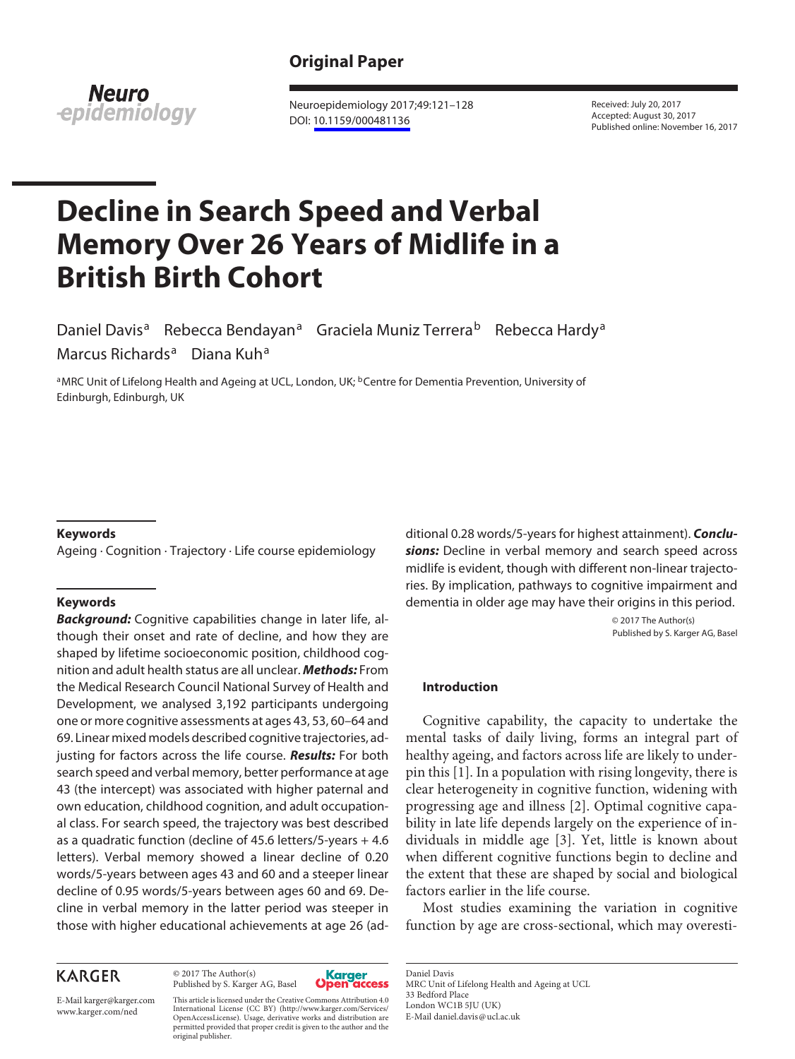Original Paper

Neuroepidemiology 2017;49:121–128
DOI: 10.1159/000481136

Received: July 20, 2017
Accepted: August 30, 2017
Published online: November 16, 2017

# Decline in Search Speed and Verbal Memory Over 26 Years of Midlife in a British Birth Cohort

Daniel Davis[a] Rebecca Bendayan[a] Graciela Muniz Terrera[b] Rebecca Hardy[a] Marcus Richards[a] Diana Kuh[a]

[a]MRC Unit of Lifelong Health and Ageing at UCL, London, UK; [b]Centre for Dementia Prevention, University of Edinburgh, Edinburgh, UK

### Keywords

Ageing · Cognition · Trajectory · Life course epidemiology

### Keywords

***Background:*** Cognitive capabilities change in later life, although their onset and rate of decline, and how they are shaped by lifetime socioeconomic position, childhood cognition and adult health status are all unclear. ***Methods:*** From the Medical Research Council National Survey of Health and Development, we analysed 3,192 participants undergoing one or more cognitive assessments at ages 43, 53, 60–64 and 69. Linear mixed models described cognitive trajectories, adjusting for factors across the life course. ***Results:*** For both search speed and verbal memory, better performance at age 43 (the intercept) was associated with higher paternal and own education, childhood cognition, and adult occupational class. For search speed, the trajectory was best described as a quadratic function (decline of 45.6 letters/5-years + 4.6 letters). Verbal memory showed a linear decline of 0.20 words/5-years between ages 43 and 60 and a steeper linear decline of 0.95 words/5-years between ages 60 and 69. Decline in verbal memory in the latter period was steeper in those with higher educational achievements at age 26 (additional 0.28 words/5-years for highest attainment). ***Conclusions:*** Decline in verbal memory and search speed across midlife is evident, though with different non-linear trajectories. By implication, pathways to cognitive impairment and dementia in older age may have their origins in this period.

© 2017 The Author(s)
Published by S. Karger AG, Basel

## Introduction

Cognitive capability, the capacity to undertake the mental tasks of daily living, forms an integral part of healthy ageing, and factors across life are likely to underpin this [1]. In a population with rising longevity, there is clear heterogeneity in cognitive function, widening with progressing age and illness [2]. Optimal cognitive capability in late life depends largely on the experience of individuals in middle age [3]. Yet, little is known about when different cognitive functions begin to decline and the extent that these are shaped by social and biological factors earlier in the life course.

Most studies examining the variation in cognitive function by age are cross-sectional, which may overesti-

KARGER

E-Mail karger@karger.com
www.karger.com/ned

© 2017 The Author(s)
Published by S. Karger AG, Basel

This article is licensed under the Creative Commons Attribution 4.0 International License (CC BY) (http://www.karger.com/Services/OpenAccessLicense). Usage, derivative works and distribution are permitted provided that proper credit is given to the author and the original publisher.

Daniel Davis
MRC Unit of Lifelong Health and Ageing at UCL
33 Bedford Place
London WC1B 5JU (UK)
E-Mail daniel.davis@ucl.ac.uk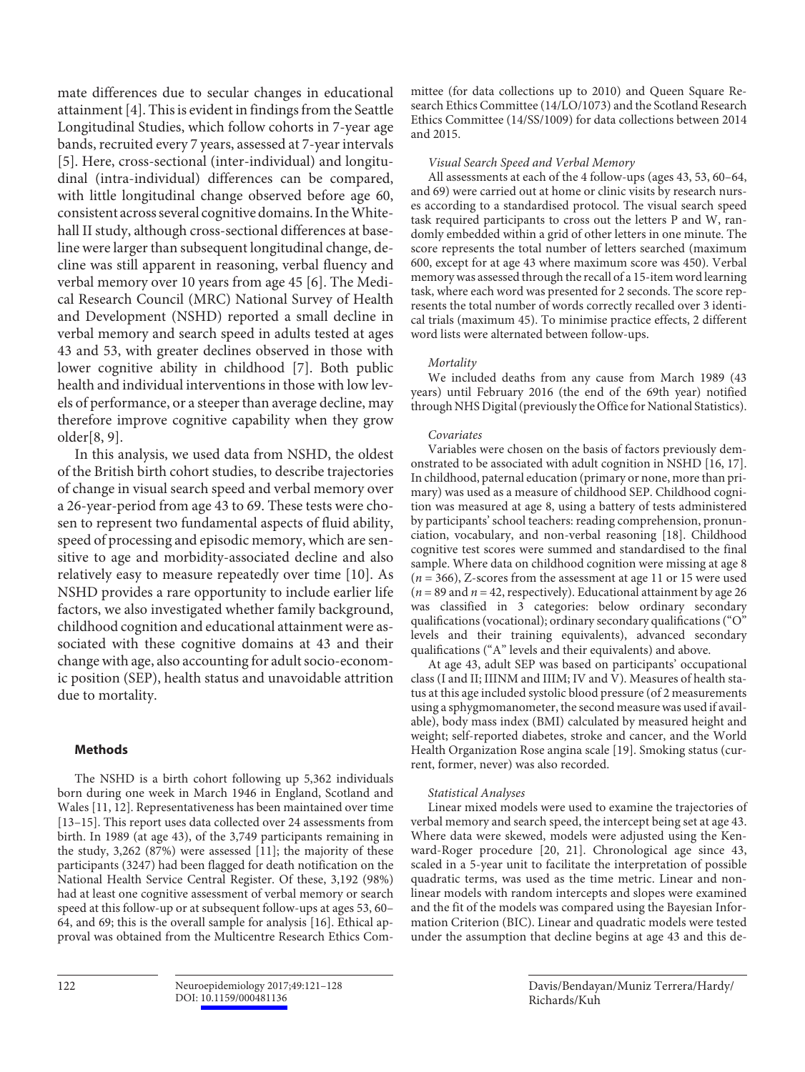mate differences due to secular changes in educational attainment [4]. This is evident in findings from the Seattle Longitudinal Studies, which follow cohorts in 7-year age bands, recruited every 7 years, assessed at 7-year intervals [5]. Here, cross-sectional (inter-individual) and longitudinal (intra-individual) differences can be compared, with little longitudinal change observed before age 60, consistent across several cognitive domains. In the Whitehall II study, although cross-sectional differences at baseline were larger than subsequent longitudinal change, decline was still apparent in reasoning, verbal fluency and verbal memory over 10 years from age 45 [6]. The Medical Research Council (MRC) National Survey of Health and Development (NSHD) reported a small decline in verbal memory and search speed in adults tested at ages 43 and 53, with greater declines observed in those with lower cognitive ability in childhood [7]. Both public health and individual interventions in those with low levels of performance, or a steeper than average decline, may therefore improve cognitive capability when they grow older[8, 9].

In this analysis, we used data from NSHD, the oldest of the British birth cohort studies, to describe trajectories of change in visual search speed and verbal memory over a 26-year-period from age 43 to 69. These tests were chosen to represent two fundamental aspects of fluid ability, speed of processing and episodic memory, which are sensitive to age and morbidity-associated decline and also relatively easy to measure repeatedly over time [10]. As NSHD provides a rare opportunity to include earlier life factors, we also investigated whether family background, childhood cognition and educational attainment were associated with these cognitive domains at 43 and their change with age, also accounting for adult socio-economic position (SEP), health status and unavoidable attrition due to mortality.

## Methods

The NSHD is a birth cohort following up 5,362 individuals born during one week in March 1946 in England, Scotland and Wales [11, 12]. Representativeness has been maintained over time [13–15]. This report uses data collected over 24 assessments from birth. In 1989 (at age 43), of the 3,749 participants remaining in the study, 3,262 (87%) were assessed [11]; the majority of these participants (3247) had been flagged for death notification on the National Health Service Central Register. Of these, 3,192 (98%) had at least one cognitive assessment of verbal memory or search speed at this follow-up or at subsequent follow-ups at ages 53, 60–64, and 69; this is the overall sample for analysis [16]. Ethical approval was obtained from the Multicentre Research Ethics Committee (for data collections up to 2010) and Queen Square Research Ethics Committee (14/LO/1073) and the Scotland Research Ethics Committee (14/SS/1009) for data collections between 2014 and 2015.

### *Visual Search Speed and Verbal Memory*

All assessments at each of the 4 follow-ups (ages 43, 53, 60–64, and 69) were carried out at home or clinic visits by research nurses according to a standardised protocol. The visual search speed task required participants to cross out the letters P and W, randomly embedded within a grid of other letters in one minute. The score represents the total number of letters searched (maximum 600, except for at age 43 where maximum score was 450). Verbal memory was assessed through the recall of a 15-item word learning task, where each word was presented for 2 seconds. The score represents the total number of words correctly recalled over 3 identical trials (maximum 45). To minimise practice effects, 2 different word lists were alternated between follow-ups.

### *Mortality*

We included deaths from any cause from March 1989 (43 years) until February 2016 (the end of the 69th year) notified through NHS Digital (previously the Office for National Statistics).

### *Covariates*

Variables were chosen on the basis of factors previously demonstrated to be associated with adult cognition in NSHD [16, 17]. In childhood, paternal education (primary or none, more than primary) was used as a measure of childhood SEP. Childhood cognition was measured at age 8, using a battery of tests administered by participants' school teachers: reading comprehension, pronunciation, vocabulary, and non-verbal reasoning [18]. Childhood cognitive test scores were summed and standardised to the final sample. Where data on childhood cognition were missing at age 8 ($n = 366$), Z-scores from the assessment at age 11 or 15 were used ($n = 89$ and $n = 42$, respectively). Educational attainment by age 26 was classified in 3 categories: below ordinary secondary qualifications (vocational); ordinary secondary qualifications ("O" levels and their training equivalents), advanced secondary qualifications ("A" levels and their equivalents) and above.

At age 43, adult SEP was based on participants' occupational class (I and II; IIINM and IIIM; IV and V). Measures of health status at this age included systolic blood pressure (of 2 measurements using a sphygmomanometer, the second measure was used if available), body mass index (BMI) calculated by measured height and weight; self-reported diabetes, stroke and cancer, and the World Health Organization Rose angina scale [19]. Smoking status (current, former, never) was also recorded.

### *Statistical Analyses*

Linear mixed models were used to examine the trajectories of verbal memory and search speed, the intercept being set at age 43. Where data were skewed, models were adjusted using the Kenward-Roger procedure [20, 21]. Chronological age since 43, scaled in a 5-year unit to facilitate the interpretation of possible quadratic terms, was used as the time metric. Linear and nonlinear models with random intercepts and slopes were examined and the fit of the models was compared using the Bayesian Information Criterion (BIC). Linear and quadratic models were tested under the assumption that decline begins at age 43 and this de-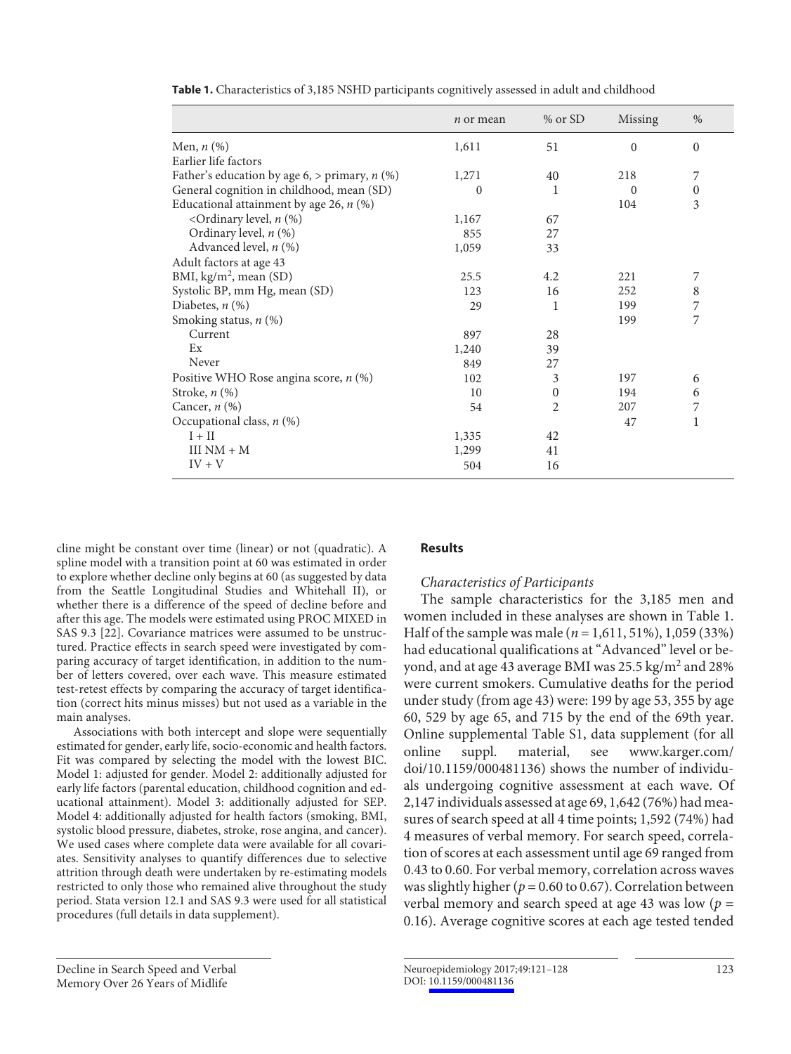**Table 1.** Characteristics of 3,185 NSHD participants cognitively assessed in adult and childhood

| | *n* or mean | % or SD | Missing | % |
|---|---|---|---|---|
| Men, *n* (%) | 1,611 | 51 | 0 | 0 |
| Earlier life factors | | | | |
| Father's education by age 6, > primary, *n* (%) | 1,271 | 40 | 218 | 7 |
| General cognition in childhood, mean (SD) | 0 | 1 | 0 | 0 |
| Educational attainment by age 26, *n* (%) | | | 104 | 3 |
| <Ordinary level, *n* (%) | 1,167 | 67 | | |
| Ordinary level, *n* (%) | 855 | 27 | | |
| Advanced level, *n* (%) | 1,059 | 33 | | |
| Adult factors at age 43 | | | | |
| BMI, kg/m$^2$, mean (SD) | 25.5 | 4.2 | 221 | 7 |
| Systolic BP, mm Hg, mean (SD) | 123 | 16 | 252 | 8 |
| Diabetes, *n* (%) | 29 | 1 | 199 | 7 |
| Smoking status, *n* (%) | | | 199 | 7 |
| Current | 897 | 28 | | |
| Ex | 1,240 | 39 | | |
| Never | 849 | 27 | | |
| Positive WHO Rose angina score, *n* (%) | 102 | 3 | 197 | 6 |
| Stroke, *n* (%) | 10 | 0 | 194 | 6 |
| Cancer, *n* (%) | 54 | 2 | 207 | 7 |
| Occupational class, *n* (%) | | | 47 | 1 |
| I + II | 1,335 | 42 | | |
| III NM + M | 1,299 | 41 | | |
| IV + V | 504 | 16 | | |

cline might be constant over time (linear) or not (quadratic). A spline model with a transition point at 60 was estimated in order to explore whether decline only begins at 60 (as suggested by data from the Seattle Longitudinal Studies and Whitehall II), or whether there is a difference of the speed of decline before and after this age. The models were estimated using PROC MIXED in SAS 9.3 [22]. Covariance matrices were assumed to be unstructured. Practice effects in search speed were investigated by comparing accuracy of target identification, in addition to the number of letters covered, over each wave. This measure estimated test-retest effects by comparing the accuracy of target identification (correct hits minus misses) but not used as a variable in the main analyses.

Associations with both intercept and slope were sequentially estimated for gender, early life, socio-economic and health factors. Fit was compared by selecting the model with the lowest BIC. Model 1: adjusted for gender. Model 2: additionally adjusted for early life factors (parental education, childhood cognition and educational attainment). Model 3: additionally adjusted for SEP. Model 4: additionally adjusted for health factors (smoking, BMI, systolic blood pressure, diabetes, stroke, rose angina, and cancer). We used cases where complete data were available for all covariates. Sensitivity analyses to quantify differences due to selective attrition through death were undertaken by re-estimating models restricted to only those who remained alive throughout the study period. Stata version 12.1 and SAS 9.3 were used for all statistical procedures (full details in data supplement).

## Results

### *Characteristics of Participants*

The sample characteristics for the 3,185 men and women included in these analyses are shown in Table 1. Half of the sample was male ($n = 1{,}611$, 51%), 1,059 (33%) had educational qualifications at "Advanced" level or beyond, and at age 43 average BMI was 25.5 kg/m$^2$ and 28% were current smokers. Cumulative deaths for the period under study (from age 43) were: 199 by age 53, 355 by age 60, 529 by age 65, and 715 by the end of the 69th year. Online supplemental Table S1, data supplement (for all online suppl. material, see www.karger.com/doi/10.1159/000481136) shows the number of individuals undergoing cognitive assessment at each wave. Of 2,147 individuals assessed at age 69, 1,642 (76%) had measures of search speed at all 4 time points; 1,592 (74%) had 4 measures of verbal memory. For search speed, correlation of scores at each assessment until age 69 ranged from 0.43 to 0.60. For verbal memory, correlation across waves was slightly higher ($p = 0.60$ to 0.67). Correlation between verbal memory and search speed at age 43 was low ($p = 0.16$). Average cognitive scores at each age tested tended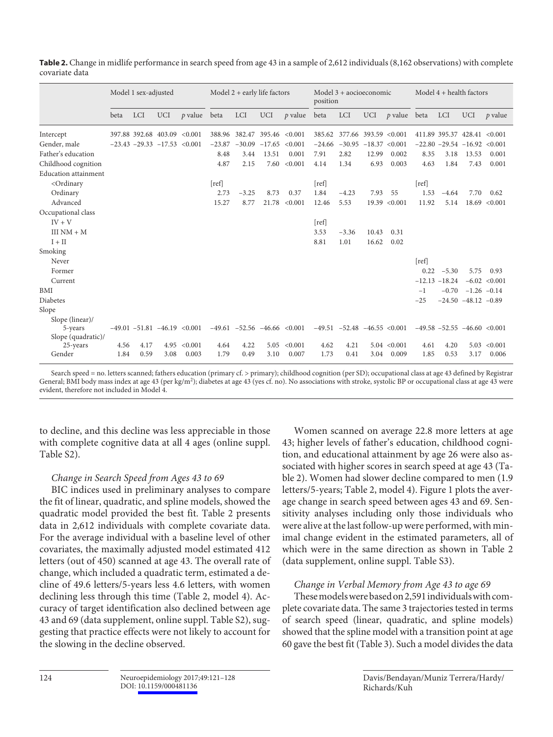**Table 2.** Change in midlife performance in search speed from age 43 in a sample of 2,612 individuals (8,162 observations) with complete covariate data

| | Model 1 sex-adjusted | | | | Model 2 + early life factors | | | | Model 3 + aocioeconomic position | | | | Model 4 + health factors | | | |
|---|---|---|---|---|---|---|---|---|---|---|---|---|---|---|---|---|
| | beta | LCI | UCI | *p* value | beta | LCI | UCI | *p* value | beta | LCI | UCI | *p* value | beta | LCI | UCI | *p* value |
| Intercept | 397.88 | 392.68 | 403.09 | <0.001 | 388.96 | 382.47 | 395.46 | <0.001 | 385.62 | 377.66 | 393.59 | <0.001 | 411.89 | 395.37 | 428.41 | <0.001 |
| Gender, male | −23.43 | −29.33 | −17.53 | <0.001 | −23.87 | −30.09 | −17.65 | <0.001 | −24.66 | −30.95 | −18.37 | <0.001 | −22.80 | −29.54 | −16.92 | <0.001 |
| Father's education | | | | | 8.48 | 3.44 | 13.51 | 0.001 | 7.91 | 2.82 | 12.99 | 0.002 | 8.35 | 3.18 | 13.53 | 0.001 |
| Childhood cognition | | | | | 4.87 | 2.15 | 7.60 | <0.001 | 4.14 | 1.34 | 6.93 | 0.003 | 4.63 | 1.84 | 7.43 | 0.001 |
| Education attainment | | | | | | | | | | | | | | | | |
| <Ordinary | | | | | [ref] | | | | [ref] | | | | [ref] | | | |
| Ordinary | | | | | 2.73 | −3.25 | 8.73 | 0.37 | 1.84 | −4.23 | 7.93 | 55 | 1.53 | −4.64 | 7.70 | 0.62 |
| Advanced | | | | | 15.27 | 8.77 | 21.78 | <0.001 | 12.46 | 5.53 | 19.39 | <0.001 | 11.92 | 5.14 | 18.69 | <0.001 |
| Occupational class | | | | | | | | | | | | | | | | |
| IV + V | | | | | | | | | [ref] | | | | | | | |
| III NM + M | | | | | | | | | 3.53 | −3.36 | 10.43 | 0.31 | | | | |
| I + II | | | | | | | | | 8.81 | 1.01 | 16.62 | 0.02 | | | | |
| Smoking | | | | | | | | | | | | | | | | |
| Never | | | | | | | | | | | | | [ref] | | | |
| Former | | | | | | | | | | | | | 0.22 | −5.30 | 5.75 | 0.93 |
| Current | | | | | | | | | | | | | −12.13 | −18.24 | −6.02 | <0.001 |
| BMI | | | | | | | | | | | | | −1 | −0.70 | −1.26 | −0.14 |
| Diabetes | | | | | | | | | | | | | −25 | −24.50 | −48.12 | −0.89 |
| Slope | | | | | | | | | | | | | | | | |
| Slope (linear)/ 5-years | −49.01 | −51.81 | −46.19 | <0.001 | −49.61 | −52.56 | −46.66 | <0.001 | −49.51 | −52.48 | −46.55 | <0.001 | −49.58 | −52.55 | −46.60 | <0.001 |
| Slope (quadratic)/ 25-years | 4.56 | 4.17 | 4.95 | <0.001 | 4.64 | 4.22 | 5.05 | <0.001 | 4.62 | 4.21 | 5.04 | <0.001 | 4.61 | 4.20 | 5.03 | <0.001 |
| Gender | 1.84 | 0.59 | 3.08 | 0.003 | 1.79 | 0.49 | 3.10 | 0.007 | 1.73 | 0.41 | 3.04 | 0.009 | 1.85 | 0.53 | 3.17 | 0.006 |

Search speed = no. letters scanned; fathers education (primary cf. > primary); childhood cognition (per SD); occupational class at age 43 defined by Registrar General; BMI body mass index at age 43 (per kg/m$^2$); diabetes at age 43 (yes cf. no). No associations with stroke, systolic BP or occupational class at age 43 were evident, therefore not included in Model 4.

to decline, and this decline was less appreciable in those with complete cognitive data at all 4 ages (online suppl. Table S2).

### *Change in Search Speed from Ages 43 to 69*

BIC indices used in preliminary analyses to compare the fit of linear, quadratic, and spline models, showed the quadratic model provided the best fit. Table 2 presents data in 2,612 individuals with complete covariate data. For the average individual with a baseline level of other covariates, the maximally adjusted model estimated 412 letters (out of 450) scanned at age 43. The overall rate of change, which included a quadratic term, estimated a decline of 49.6 letters/5-years less 4.6 letters, with women declining less through this time (Table 2, model 4). Accuracy of target identification also declined between age 43 and 69 (data supplement, online suppl. Table S2), suggesting that practice effects were not likely to account for the slowing in the decline observed.

Women scanned on average 22.8 more letters at age 43; higher levels of father's education, childhood cognition, and educational attainment by age 26 were also associated with higher scores in search speed at age 43 (Table 2). Women had slower decline compared to men (1.9 letters/5-years; Table 2, model 4). Figure 1 plots the average change in search speed between ages 43 and 69. Sensitivity analyses including only those individuals who were alive at the last follow-up were performed, with minimal change evident in the estimated parameters, all of which were in the same direction as shown in Table 2 (data supplement, online suppl. Table S3).

### *Change in Verbal Memory from Age 43 to age 69*

These models were based on 2,591 individuals with complete covariate data. The same 3 trajectories tested in terms of search speed (linear, quadratic, and spline models) showed that the spline model with a transition point at age 60 gave the best fit (Table 3). Such a model divides the data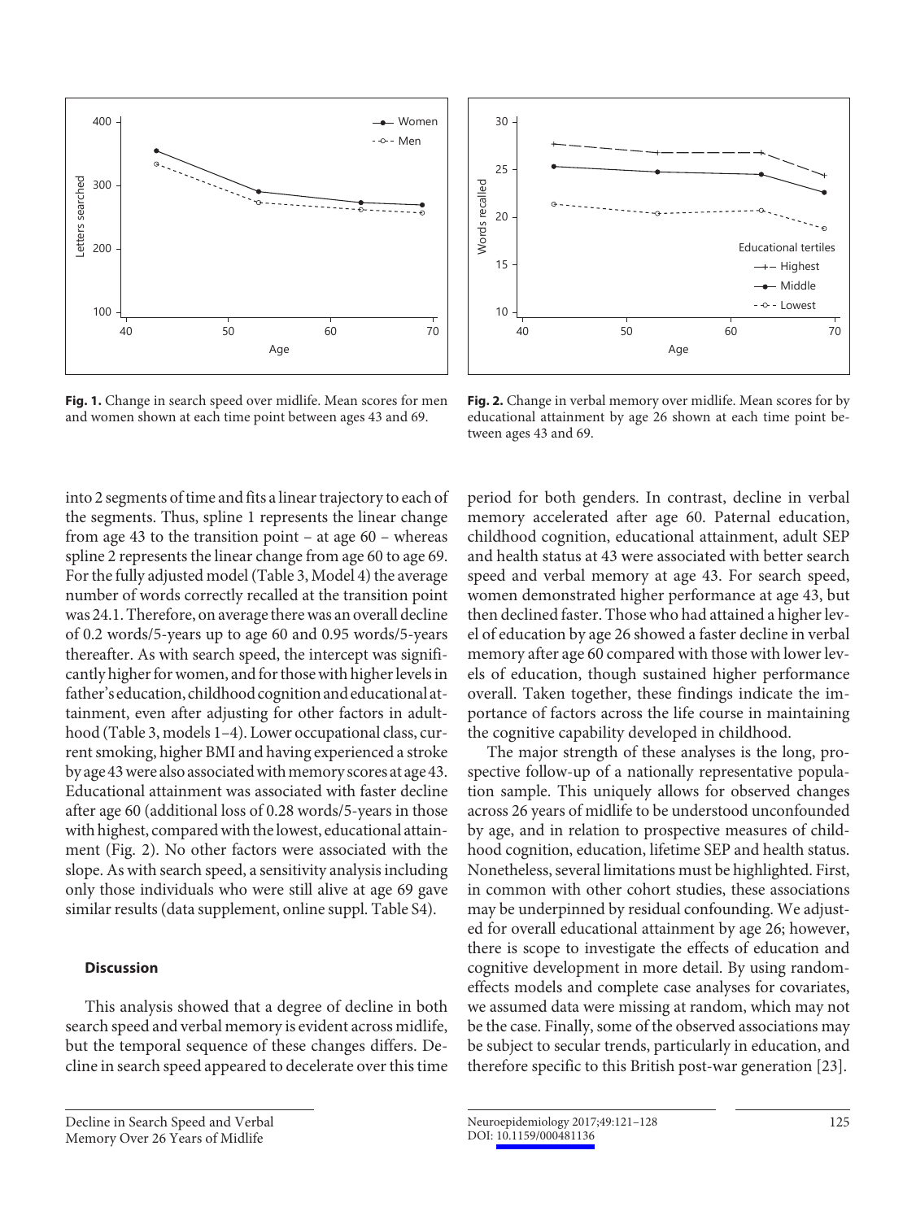Fig. 1. Change in search speed over midlife. Mean scores for men and women shown at each time point between ages 43 and 69.

Fig. 2. Change in verbal memory over midlife. Mean scores for by educational attainment by age 26 shown at each time point between ages 43 and 69.

into 2 segments of time and fits a linear trajectory to each of the segments. Thus, spline 1 represents the linear change from age 43 to the transition point – at age 60 – whereas spline 2 represents the linear change from age 60 to age 69. For the fully adjusted model (Table 3, Model 4) the average number of words correctly recalled at the transition point was 24.1. Therefore, on average there was an overall decline of 0.2 words/5-years up to age 60 and 0.95 words/5-years thereafter. As with search speed, the intercept was significantly higher for women, and for those with higher levels in father's education, childhood cognition and educational attainment, even after adjusting for other factors in adulthood (Table 3, models 1–4). Lower occupational class, current smoking, higher BMI and having experienced a stroke by age 43 were also associated with memory scores at age 43. Educational attainment was associated with faster decline after age 60 (additional loss of 0.28 words/5-years in those with highest, compared with the lowest, educational attainment (Fig. 2). No other factors were associated with the slope. As with search speed, a sensitivity analysis including only those individuals who were still alive at age 69 gave similar results (data supplement, online suppl. Table S4).

## Discussion

This analysis showed that a degree of decline in both search speed and verbal memory is evident across midlife, but the temporal sequence of these changes differs. Decline in search speed appeared to decelerate over this time period for both genders. In contrast, decline in verbal memory accelerated after age 60. Paternal education, childhood cognition, educational attainment, adult SEP and health status at 43 were associated with better search speed and verbal memory at age 43. For search speed, women demonstrated higher performance at age 43, but then declined faster. Those who had attained a higher level of education by age 26 showed a faster decline in verbal memory after age 60 compared with those with lower levels of education, though sustained higher performance overall. Taken together, these findings indicate the importance of factors across the life course in maintaining the cognitive capability developed in childhood.

The major strength of these analyses is the long, prospective follow-up of a nationally representative population sample. This uniquely allows for observed changes across 26 years of midlife to be understood unconfounded by age, and in relation to prospective measures of childhood cognition, education, lifetime SEP and health status. Nonetheless, several limitations must be highlighted. First, in common with other cohort studies, these associations may be underpinned by residual confounding. We adjusted for overall educational attainment by age 26; however, there is scope to investigate the effects of education and cognitive development in more detail. By using random-effects models and complete case analyses for covariates, we assumed data were missing at random, which may not be the case. Finally, some of the observed associations may be subject to secular trends, particularly in education, and therefore specific to this British post-war generation [23].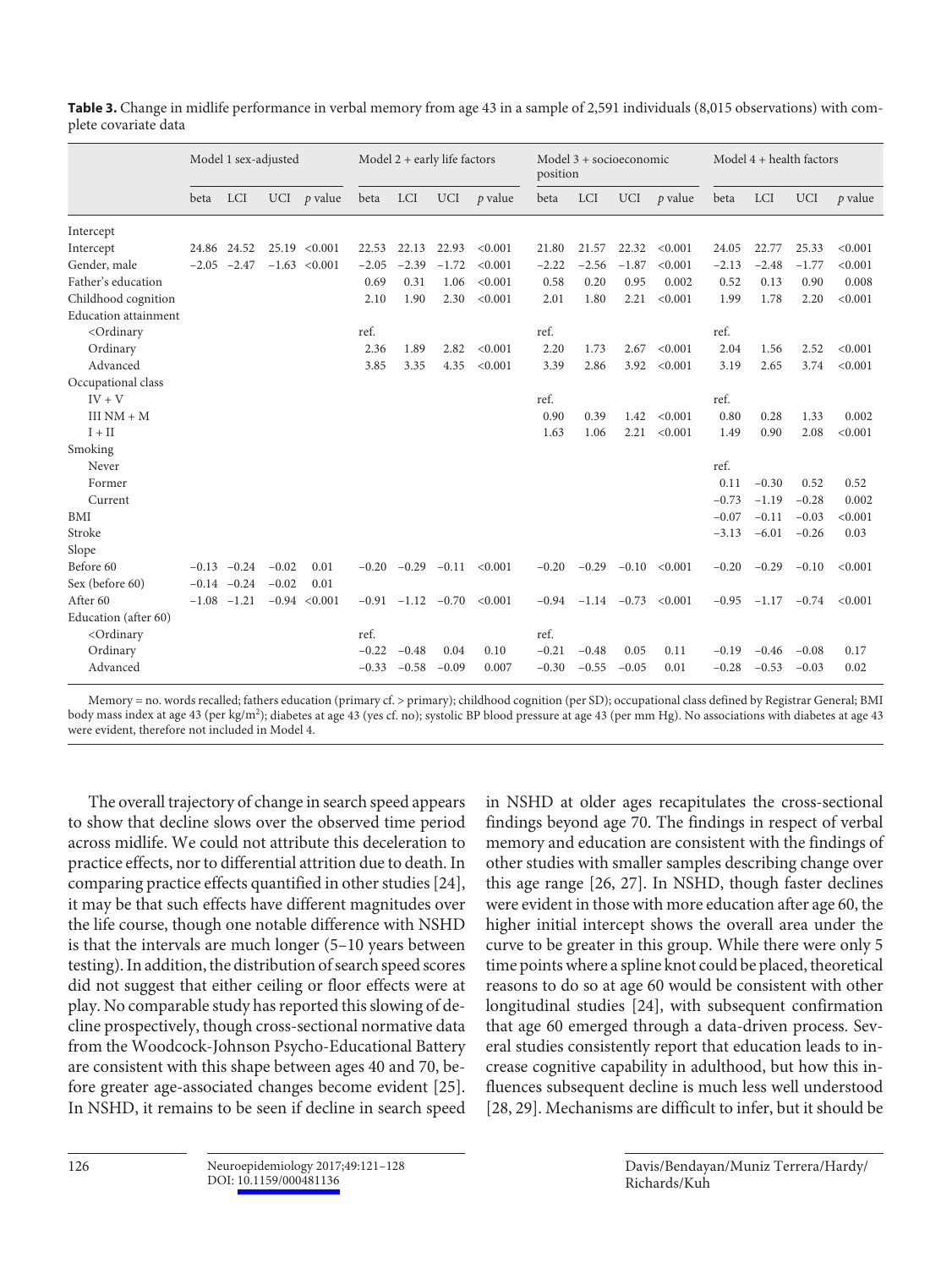**Table 3.** Change in midlife performance in verbal memory from age 43 in a sample of 2,591 individuals (8,015 observations) with complete covariate data

| | Model 1 sex-adjusted | | | | Model 2 + early life factors | | | | Model 3 + socioeconomic position | | | | Model 4 + health factors | | | |
|---|---|---|---|---|---|---|---|---|---|---|---|---|---|---|---|---|
| | beta | LCI | UCI | *p* value | beta | LCI | UCI | *p* value | beta | LCI | UCI | *p* value | beta | LCI | UCI | *p* value |
| Intercept | | | | | | | | | | | | | | | | |
| Intercept | 24.86 | 24.52 | 25.19 | <0.001 | 22.53 | 22.13 | 22.93 | <0.001 | 21.80 | 21.57 | 22.32 | <0.001 | 24.05 | 22.77 | 25.33 | <0.001 |
| Gender, male | −2.05 | −2.47 | −1.63 | <0.001 | −2.05 | −2.39 | −1.72 | <0.001 | −2.22 | −2.56 | −1.87 | <0.001 | −2.13 | −2.48 | −1.77 | <0.001 |
| Father's education | | | | | 0.69 | 0.31 | 1.06 | <0.001 | 0.58 | 0.20 | 0.95 | 0.002 | 0.52 | 0.13 | 0.90 | 0.008 |
| Childhood cognition | | | | | 2.10 | 1.90 | 2.30 | <0.001 | 2.01 | 1.80 | 2.21 | <0.001 | 1.99 | 1.78 | 2.20 | <0.001 |
| Education attainment | | | | | | | | | | | | | | | | |
| <Ordinary | | | | | ref. | | | | ref. | | | | ref. | | | |
| Ordinary | | | | | 2.36 | 1.89 | 2.82 | <0.001 | 2.20 | 1.73 | 2.67 | <0.001 | 2.04 | 1.56 | 2.52 | <0.001 |
| Advanced | | | | | 3.85 | 3.35 | 4.35 | <0.001 | 3.39 | 2.86 | 3.92 | <0.001 | 3.19 | 2.65 | 3.74 | <0.001 |
| Occupational class | | | | | | | | | | | | | | | | |
| IV + V | | | | | | | | | ref. | | | | ref. | | | |
| III NM + M | | | | | | | | | 0.90 | 0.39 | 1.42 | <0.001 | 0.80 | 0.28 | 1.33 | 0.002 |
| I + II | | | | | | | | | 1.63 | 1.06 | 2.21 | <0.001 | 1.49 | 0.90 | 2.08 | <0.001 |
| Smoking | | | | | | | | | | | | | | | | |
| Never | | | | | | | | | | | | | ref. | | | |
| Former | | | | | | | | | | | | | 0.11 | −0.30 | 0.52 | 0.52 |
| Current | | | | | | | | | | | | | −0.73 | −1.19 | −0.28 | 0.002 |
| BMI | | | | | | | | | | | | | −0.07 | −0.11 | −0.03 | <0.001 |
| Stroke | | | | | | | | | | | | | −3.13 | −6.01 | −0.26 | 0.03 |
| Slope | | | | | | | | | | | | | | | | |
| Before 60 | −0.13 | −0.24 | −0.02 | 0.01 | −0.20 | −0.29 | −0.11 | <0.001 | −0.20 | −0.29 | −0.10 | <0.001 | −0.20 | −0.29 | −0.10 | <0.001 |
| Sex (before 60) | −0.14 | −0.24 | −0.02 | 0.01 | | | | | | | | | | | | |
| After 60 | −1.08 | −1.21 | −0.94 | <0.001 | −0.91 | −1.12 | −0.70 | <0.001 | −0.94 | −1.14 | −0.73 | <0.001 | −0.95 | −1.17 | −0.74 | <0.001 |
| Education (after 60) | | | | | | | | | | | | | | | | |
| <Ordinary | | | | | ref. | | | | ref. | | | | | | | |
| Ordinary | | | | | −0.22 | −0.48 | 0.04 | 0.10 | −0.21 | −0.48 | 0.05 | 0.11 | −0.19 | −0.46 | −0.08 | 0.17 |
| Advanced | | | | | −0.33 | −0.58 | −0.09 | 0.007 | −0.30 | −0.55 | −0.05 | 0.01 | −0.28 | −0.53 | −0.03 | 0.02 |

Memory = no. words recalled; fathers education (primary cf. > primary); childhood cognition (per SD); occupational class defined by Registrar General; BMI body mass index at age 43 (per kg/m$^2$); diabetes at age 43 (yes cf. no); systolic BP blood pressure at age 43 (per mm Hg). No associations with diabetes at age 43 were evident, therefore not included in Model 4.

The overall trajectory of change in search speed appears to show that decline slows over the observed time period across midlife. We could not attribute this deceleration to practice effects, nor to differential attrition due to death. In comparing practice effects quantified in other studies [24], it may be that such effects have different magnitudes over the life course, though one notable difference with NSHD is that the intervals are much longer (5–10 years between testing). In addition, the distribution of search speed scores did not suggest that either ceiling or floor effects were at play. No comparable study has reported this slowing of decline prospectively, though cross-sectional normative data from the Woodcock-Johnson Psycho-Educational Battery are consistent with this shape between ages 40 and 70, before greater age-associated changes become evident [25]. In NSHD, it remains to be seen if decline in search speed in NSHD at older ages recapitulates the cross-sectional findings beyond age 70. The findings in respect of verbal memory and education are consistent with the findings of other studies with smaller samples describing change over this age range [26, 27]. In NSHD, though faster declines were evident in those with more education after age 60, the higher initial intercept shows the overall area under the curve to be greater in this group. While there were only 5 time points where a spline knot could be placed, theoretical reasons to do so at age 60 would be consistent with other longitudinal studies [24], with subsequent confirmation that age 60 emerged through a data-driven process. Several studies consistently report that education leads to increase cognitive capability in adulthood, but how this influences subsequent decline is much less well understood [28, 29]. Mechanisms are difficult to infer, but it should be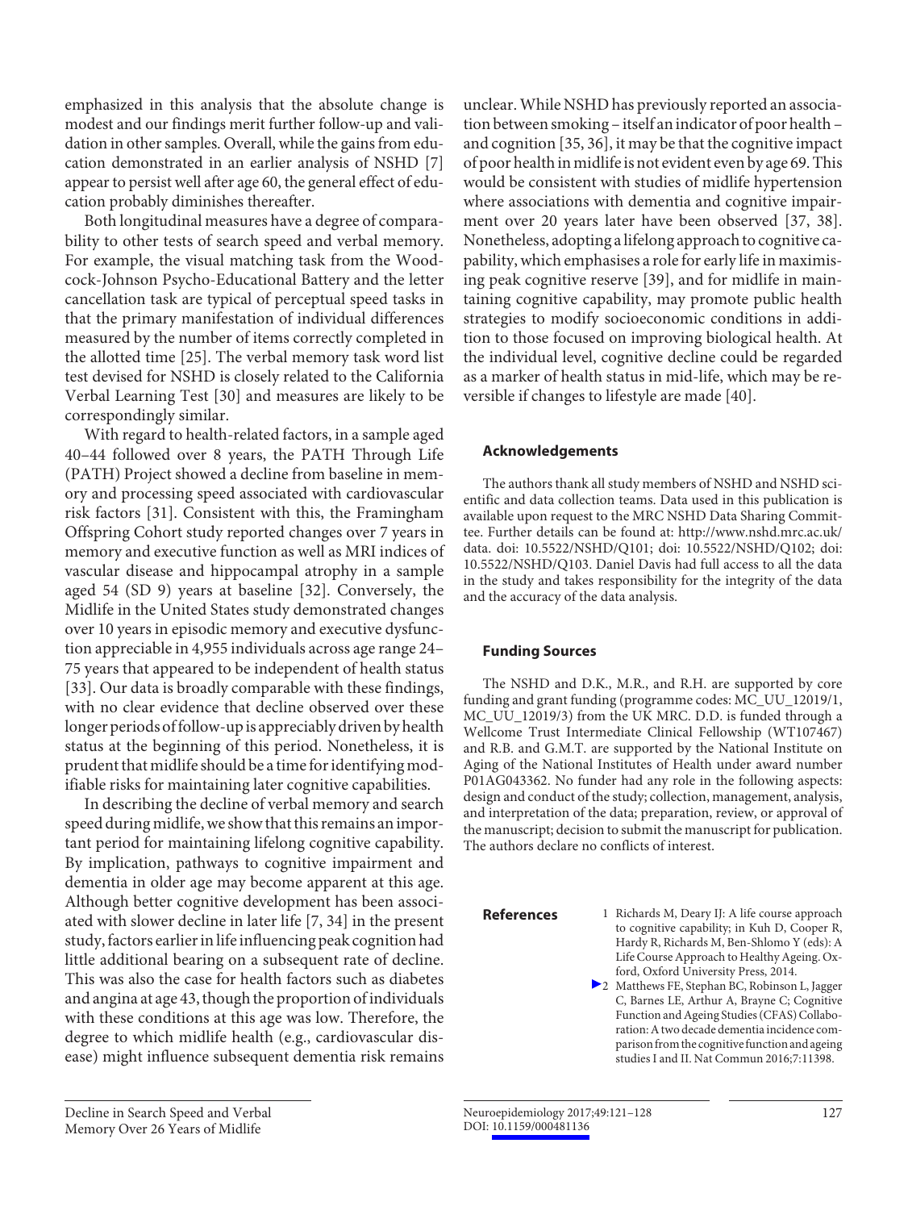emphasized in this analysis that the absolute change is modest and our findings merit further follow-up and validation in other samples. Overall, while the gains from education demonstrated in an earlier analysis of NSHD [7] appear to persist well after age 60, the general effect of education probably diminishes thereafter.

Both longitudinal measures have a degree of comparability to other tests of search speed and verbal memory. For example, the visual matching task from the Woodcock-Johnson Psycho-Educational Battery and the letter cancellation task are typical of perceptual speed tasks in that the primary manifestation of individual differences measured by the number of items correctly completed in the allotted time [25]. The verbal memory task word list test devised for NSHD is closely related to the California Verbal Learning Test [30] and measures are likely to be correspondingly similar.

With regard to health-related factors, in a sample aged 40–44 followed over 8 years, the PATH Through Life (PATH) Project showed a decline from baseline in memory and processing speed associated with cardiovascular risk factors [31]. Consistent with this, the Framingham Offspring Cohort study reported changes over 7 years in memory and executive function as well as MRI indices of vascular disease and hippocampal atrophy in a sample aged 54 (SD 9) years at baseline [32]. Conversely, the Midlife in the United States study demonstrated changes over 10 years in episodic memory and executive dysfunction appreciable in 4,955 individuals across age range 24–75 years that appeared to be independent of health status [33]. Our data is broadly comparable with these findings, with no clear evidence that decline observed over these longer periods of follow-up is appreciably driven by health status at the beginning of this period. Nonetheless, it is prudent that midlife should be a time for identifying modifiable risks for maintaining later cognitive capabilities.

In describing the decline of verbal memory and search speed during midlife, we show that this remains an important period for maintaining lifelong cognitive capability. By implication, pathways to cognitive impairment and dementia in older age may become apparent at this age. Although better cognitive development has been associated with slower decline in later life [7, 34] in the present study, factors earlier in life influencing peak cognition had little additional bearing on a subsequent rate of decline. This was also the case for health factors such as diabetes and angina at age 43, though the proportion of individuals with these conditions at this age was low. Therefore, the degree to which midlife health (e.g., cardiovascular disease) might influence subsequent dementia risk remains unclear. While NSHD has previously reported an association between smoking – itself an indicator of poor health – and cognition [35, 36], it may be that the cognitive impact of poor health in midlife is not evident even by age 69. This would be consistent with studies of midlife hypertension where associations with dementia and cognitive impairment over 20 years later have been observed [37, 38]. Nonetheless, adopting a lifelong approach to cognitive capability, which emphasises a role for early life in maximising peak cognitive reserve [39], and for midlife in maintaining cognitive capability, may promote public health strategies to modify socioeconomic conditions in addition to those focused on improving biological health. At the individual level, cognitive decline could be regarded as a marker of health status in mid-life, which may be reversible if changes to lifestyle are made [40].

## Acknowledgements

The authors thank all study members of NSHD and NSHD scientific and data collection teams. Data used in this publication is available upon request to the MRC NSHD Data Sharing Committee. Further details can be found at: http://www.nshd.mrc.ac.uk/data. doi: 10.5522/NSHD/Q101; doi: 10.5522/NSHD/Q102; doi: 10.5522/NSHD/Q103. Daniel Davis had full access to all the data in the study and takes responsibility for the integrity of the data and the accuracy of the data analysis.

## Funding Sources

The NSHD and D.K., M.R., and R.H. are supported by core funding and grant funding (programme codes: MC_UU_12019/1, MC_UU_12019/3) from the UK MRC. D.D. is funded through a Wellcome Trust Intermediate Clinical Fellowship (WT107467) and R.B. and G.M.T. are supported by the National Institute on Aging of the National Institutes of Health under award number P01AG043362. No funder had any role in the following aspects: design and conduct of the study; collection, management, analysis, and interpretation of the data; preparation, review, or approval of the manuscript; decision to submit the manuscript for publication. The authors declare no conflicts of interest.

## References

1. Richards M, Deary IJ: A life course approach to cognitive capability; in Kuh D, Cooper R, Hardy R, Richards M, Ben-Shlomo Y (eds): A Life Course Approach to Healthy Ageing. Oxford, Oxford University Press, 2014.
2. Matthews FE, Stephan BC, Robinson L, Jagger C, Barnes LE, Arthur A, Brayne C; Cognitive Function and Ageing Studies (CFAS) Collaboration: A two decade dementia incidence comparison from the cognitive function and ageing studies I and II. Nat Commun 2016;7:11398.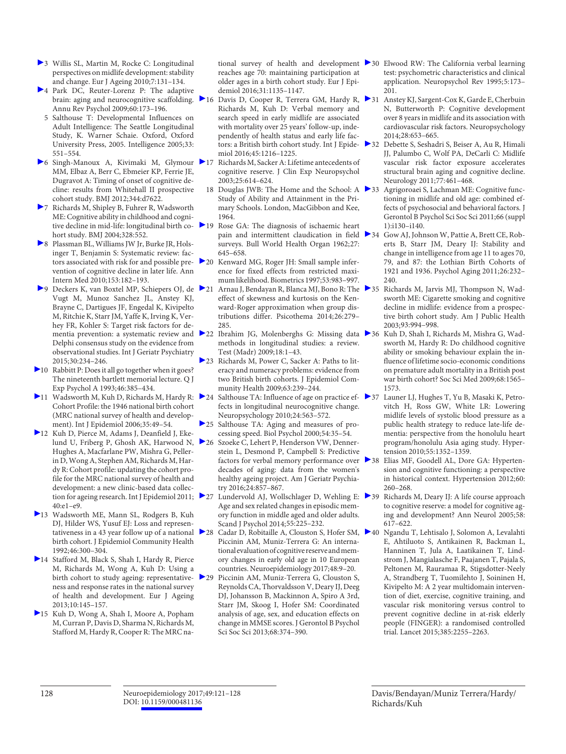3 Willis SL, Martin M, Rocke C: Longitudinal perspectives on midlife development: stability and change. Eur J Ageing 2010;7:131–134.

4 Park DC, Reuter-Lorenz P: The adaptive brain: aging and neurocognitive scaffolding. Annu Rev Psychol 2009;60:173–196.

5 Salthouse T: Developmental Influences on Adult Intelligence: The Seattle Longitudinal Study, K. Warner Schaie. Oxford, Oxford University Press, 2005. Intelligence 2005;33: 551–554.

6 Singh-Manoux A, Kivimaki M, Glymour MM, Elbaz A, Berr C, Ebmeier KP, Ferrie JE, Dugravot A: Timing of onset of cognitive decline: results from Whitehall II prospective cohort study. BMJ 2012;344:d7622.

7 Richards M, Shipley B, Fuhrer R, Wadsworth ME: Cognitive ability in childhood and cognitive decline in mid-life: longitudinal birth cohort study. BMJ 2004;328:552.

8 Plassman BL, Williams JW Jr, Burke JR, Holsinger T, Benjamin S: Systematic review: factors associated with risk for and possible prevention of cognitive decline in later life. Ann Intern Med 2010;153:182–193.

9 Deckers K, van Boxtel MP, Schiepers OJ, de Vugt M, Munoz Sanchez JL, Anstey KJ, Brayne C, Dartigues JF, Engedal K, Kivipelto M, Ritchie K, Starr JM, Yaffe K, Irving K, Verhey FR, Kohler S: Target risk factors for dementia prevention: a systematic review and Delphi consensus study on the evidence from observational studies. Int J Geriatr Psychiatry 2015;30:234–246.

10 Rabbitt P: Does it all go together when it goes? The nineteenth bartlett memorial lecture. Q J Exp Psychol A 1993;46:385–434.

11 Wadsworth M, Kuh D, Richards M, Hardy R: Cohort Profile: the 1946 national birth cohort (MRC national survey of health and development). Int J Epidemiol 2006;35:49–54.

12 Kuh D, Pierce M, Adams J, Deanfield J, Ekelund U, Friberg P, Ghosh AK, Harwood N, Hughes A, Macfarlane PW, Mishra G, Pellerin D, Wong A, Stephen AM, Richards M, Hardy R: Cohort profile: updating the cohort profile for the MRC national survey of health and development: a new clinic-based data collection for ageing research. Int J Epidemiol 2011; 40:e1–e9.

13 Wadsworth ME, Mann SL, Rodgers B, Kuh DJ, Hilder WS, Yusuf EJ: Loss and representativeness in a 43 year follow up of a national birth cohort. J Epidemiol Community Health 1992;46:300–304.

14 Stafford M, Black S, Shah I, Hardy R, Pierce M, Richards M, Wong A, Kuh D: Using a birth cohort to study ageing: representativeness and response rates in the national survey of health and development. Eur J Ageing 2013;10:145–157.

15 Kuh D, Wong A, Shah I, Moore A, Popham M, Curran P, Davis D, Sharma N, Richards M, Stafford M, Hardy R, Cooper R: The MRC national survey of health and development reaches age 70: maintaining participation at older ages in a birth cohort study. Eur J Epidemiol 2016;31:1135–1147.

16 Davis D, Cooper R, Terrera GM, Hardy R, Richards M, Kuh D: Verbal memory and search speed in early midlife are associated with mortality over 25 years' follow-up, independently of health status and early life factors: a British birth cohort study. Int J Epidemiol 2016;45:1216–1225.

17 Richards M, Sacker A: Lifetime antecedents of cognitive reserve. J Clin Exp Neuropsychol 2003;25:614–624.

18 Douglas JWB: The Home and the School: A Study of Ability and Attainment in the Primary Schools. London, MacGibbon and Kee, 1964.

19 Rose GA: The diagnosis of ischaemic heart pain and intermittent claudication in field surveys. Bull World Health Organ 1962;27: 645–658.

20 Kenward MG, Roger JH: Small sample inference for fixed effects from restricted maximum likelihood. Biometrics 1997;53:983–997.

21 Arnau J, Bendayan R, Blanca MJ, Bono R: The effect of skewness and kurtosis on the Kenward-Roger approximation when group distributions differ. Psicothema 2014;26:279–285.

22 Ibrahim JG, Molenberghs G: Missing data methods in longitudinal studies: a review. Test (Madr) 2009;18:1–43.

23 Richards M, Power C, Sacker A: Paths to literacy and numeracy problems: evidence from two British birth cohorts. J Epidemiol Community Health 2009;63:239–244.

24 Salthouse TA: Influence of age on practice effects in longitudinal neurocognitive change. Neuropsychology 2010;24:563–572.

25 Salthouse TA: Aging and measures of processing speed. Biol Psychol 2000;54:35–54.

26 Szoeke C, Lehert P, Henderson VW, Dennerstein L, Desmond P, Campbell S: Predictive factors for verbal memory performance over decades of aging: data from the women's healthy ageing project. Am J Geriatr Psychiatry 2016;24:857–867.

27 Lundervold AJ, Wollschlager D, Wehling E: Age and sex related changes in episodic memory function in middle aged and older adults. Scand J Psychol 2014;55:225–232.

28 Cadar D, Robitaille A, Clouston S, Hofer SM, Piccinin AM, Muniz-Terrera G: An international evaluation of cognitive reserve and memory changes in early old age in 10 European countries. Neuroepidemiology 2017;48:9–20.

29 Piccinin AM, Muniz-Terrera G, Clouston S, Reynolds CA, Thorvaldsson V, Deary IJ, Deeg DJ, Johansson B, Mackinnon A, Spiro A 3rd, Starr JM, Skoog I, Hofer SM: Coordinated analysis of age, sex, and education effects on change in MMSE scores. J Gerontol B Psychol Sci Soc Sci 2013;68:374–390.

30 Elwood RW: The California verbal learning test: psychometric characteristics and clinical application. Neuropsychol Rev 1995;5:173–201.

31 Anstey KJ, Sargent-Cox K, Garde E, Cherbuin N, Butterworth P: Cognitive development over 8 years in midlife and its association with cardiovascular risk factors. Neuropsychology 2014;28:653–665.

32 Debette S, Seshadri S, Beiser A, Au R, Himali JJ, Palumbo C, Wolf PA, DeCarli C: Midlife vascular risk factor exposure accelerates structural brain aging and cognitive decline. Neurology 2011;77:461–468.

33 Agrigoroaei S, Lachman ME: Cognitive functioning in midlife and old age: combined effects of psychosocial and behavioral factors. J Gerontol B Psychol Sci Soc Sci 2011;66 (suppl 1):i130–i140.

34 Gow AJ, Johnson W, Pattie A, Brett CE, Roberts B, Starr JM, Deary IJ: Stability and change in intelligence from age 11 to ages 70, 79, and 87: the Lothian Birth Cohorts of 1921 and 1936. Psychol Aging 2011;26:232–240.

35 Richards M, Jarvis MJ, Thompson N, Wadsworth ME: Cigarette smoking and cognitive decline in midlife: evidence from a prospective birth cohort study. Am J Public Health 2003;93:994–998.

36 Kuh D, Shah I, Richards M, Mishra G, Wadsworth M, Hardy R: Do childhood cognitive ability or smoking behaviour explain the influence of lifetime socio-economic conditions on premature adult mortality in a British post war birth cohort? Soc Sci Med 2009;68:1565–1573.

37 Launer LJ, Hughes T, Yu B, Masaki K, Petrovitch H, Ross GW, White LR: Lowering midlife levels of systolic blood pressure as a public health strategy to reduce late-life dementia: perspective from the honolulu heart program/honolulu Asia aging study. Hypertension 2010;55:1352–1359.

38 Elias MF, Goodell AL, Dore GA: Hypertension and cognitive functioning: a perspective in historical context. Hypertension 2012;60: 260–268.

39 Richards M, Deary IJ: A life course approach to cognitive reserve: a model for cognitive aging and development? Ann Neurol 2005;58: 617–622.

40 Ngandu T, Lehtisalo J, Solomon A, Levalahti E, Ahtiluoto S, Antikainen R, Backman L, Hanninen T, Jula A, Laatikainen T, Lindstrom J, Mangialasche F, Paajanen T, Pajala S, Peltonen M, Rauramaa R, Stigsdotter-Neely A, Strandberg T, Tuomilehto J, Soininen H, Kivipelto M: A 2 year multidomain intervention of diet, exercise, cognitive training, and vascular risk monitoring versus control to prevent cognitive decline in at-risk elderly people (FINGER): a randomised controlled trial. Lancet 2015;385:2255–2263.